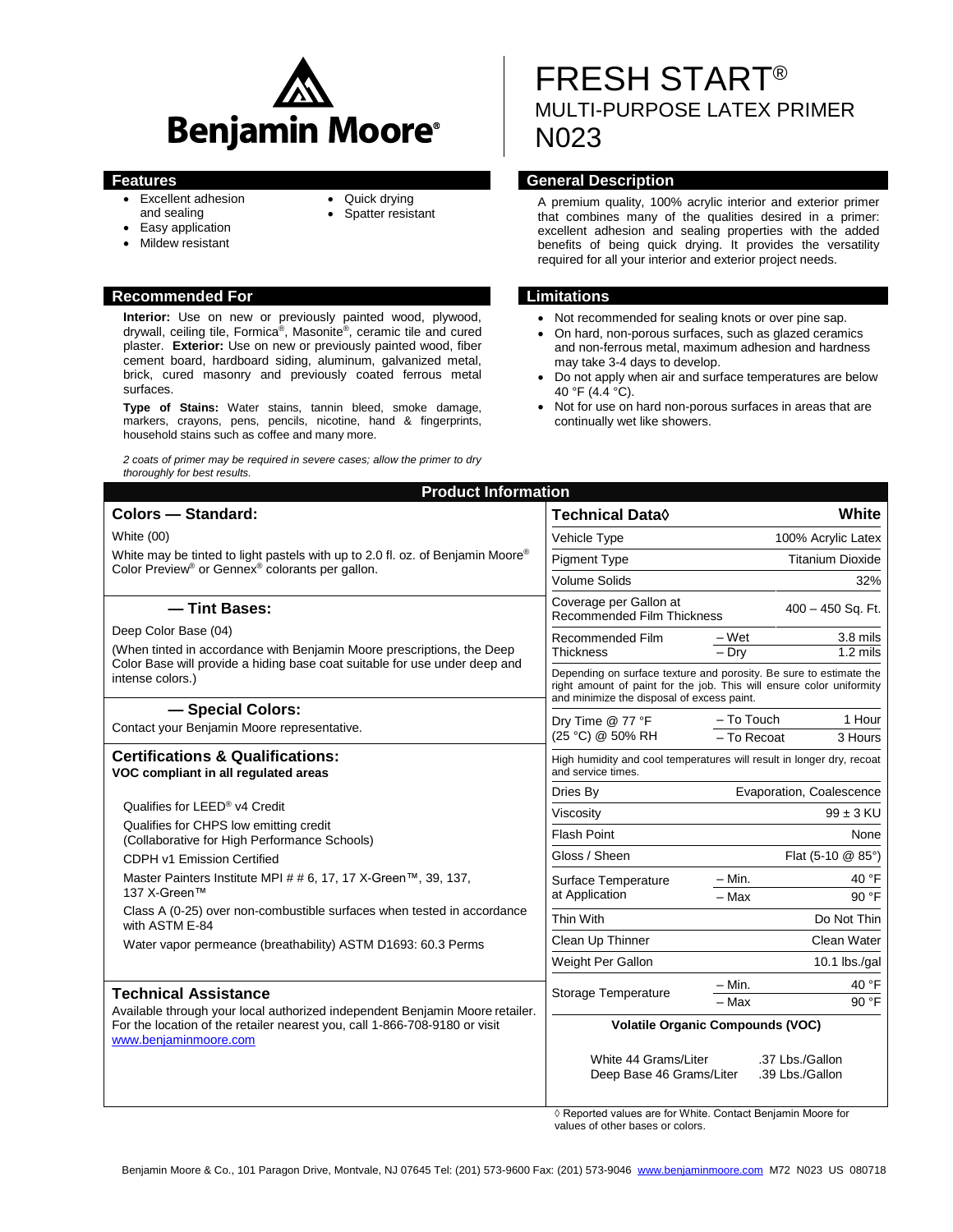Benjamin Moore®

# FRESH START®
## MULTI-PURPOSE LATEX PRIMER
## N023

## Features

- Excellent adhesion and sealing
- Easy application
- Mildew resistant
- Quick drying
- Spatter resistant

## General Description

A premium quality, 100% acrylic interior and exterior primer that combines many of the qualities desired in a primer: excellent adhesion and sealing properties with the added benefits of being quick drying. It provides the versatility required for all your interior and exterior project needs.

## Recommended For

**Interior:** Use on new or previously painted wood, plywood, drywall, ceiling tile, Formica®, Masonite®, ceramic tile and cured plaster. **Exterior:** Use on new or previously painted wood, fiber cement board, hardboard siding, aluminum, galvanized metal, brick, cured masonry and previously coated ferrous metal surfaces.

**Type of Stains:** Water stains, tannin bleed, smoke damage, markers, crayons, pens, pencils, nicotine, hand & fingerprints, household stains such as coffee and many more.

*2 coats of primer may be required in severe cases; allow the primer to dry thoroughly for best results.*

## Limitations

- Not recommended for sealing knots or over pine sap.
- On hard, non-porous surfaces, such as glazed ceramics and non-ferrous metal, maximum adhesion and hardness may take 3-4 days to develop.
- Do not apply when air and surface temperatures are below 40 °F (4.4 °C).
- Not for use on hard non-porous surfaces in areas that are continually wet like showers.

## Product Information

### Colors — Standard:

White (00)

White may be tinted to light pastels with up to 2.0 fl. oz. of Benjamin Moore® Color Preview® or Gennex® colorants per gallon.

### — Tint Bases:

Deep Color Base (04)

(When tinted in accordance with Benjamin Moore prescriptions, the Deep Color Base will provide a hiding base coat suitable for use under deep and intense colors.)

### — Special Colors:

Contact your Benjamin Moore representative.

### Certifications & Qualifications:

**VOC compliant in all regulated areas**

Qualifies for LEED® v4 Credit

Qualifies for CHPS low emitting credit (Collaborative for High Performance Schools)

CDPH v1 Emission Certified

Master Painters Institute MPI # # 6, 17, 17 X-Green™, 39, 137, 137 X-Green™

Class A (0-25) over non-combustible surfaces when tested in accordance with ASTM E-84

Water vapor permeance (breathability) ASTM D1693: 60.3 Perms

### Technical Assistance

Available through your local authorized independent Benjamin Moore retailer. For the location of the retailer nearest you, call 1-866-708-9180 or visit www.benjaminmoore.com

| Technical Data◊ | | White |
|---|---|---|
| Vehicle Type | | 100% Acrylic Latex |
| Pigment Type | | Titanium Dioxide |
| Volume Solids | | 32% |
| Coverage per Gallon at Recommended Film Thickness | | 400 – 450 Sq. Ft. |
| Recommended Film Thickness | – Wet | 3.8 mils |
| | – Dry | 1.2 mils |
| Depending on surface texture and porosity. Be sure to estimate the right amount of paint for the job. This will ensure color uniformity and minimize the disposal of excess paint. | | |
| Dry Time @ 77 °F (25 °C) @ 50% RH | – To Touch | 1 Hour |
| | – To Recoat | 3 Hours |
| High humidity and cool temperatures will result in longer dry, recoat and service times. | | |
| Dries By | | Evaporation, Coalescence |
| Viscosity | | 99 ± 3 KU |
| Flash Point | | None |
| Gloss / Sheen | | Flat (5-10 @ 85°) |
| Surface Temperature at Application | – Min. | 40 °F |
| | – Max | 90 °F |
| Thin With | | Do Not Thin |
| Clean Up Thinner | | Clean Water |
| Weight Per Gallon | | 10.1 lbs./gal |
| Storage Temperature | – Min. | 40 °F |
| | – Max | 90 °F |

**Volatile Organic Compounds (VOC)**

| | |
|---|---|
| White 44 Grams/Liter | .37 Lbs./Gallon |
| Deep Base 46 Grams/Liter | .39 Lbs./Gallon |

◊ Reported values are for White. Contact Benjamin Moore for values of other bases or colors.

Benjamin Moore & Co., 101 Paragon Drive, Montvale, NJ 07645 Tel: (201) 573-9600 Fax: (201) 573-9046 www.benjaminmoore.com M72 N023 US 080718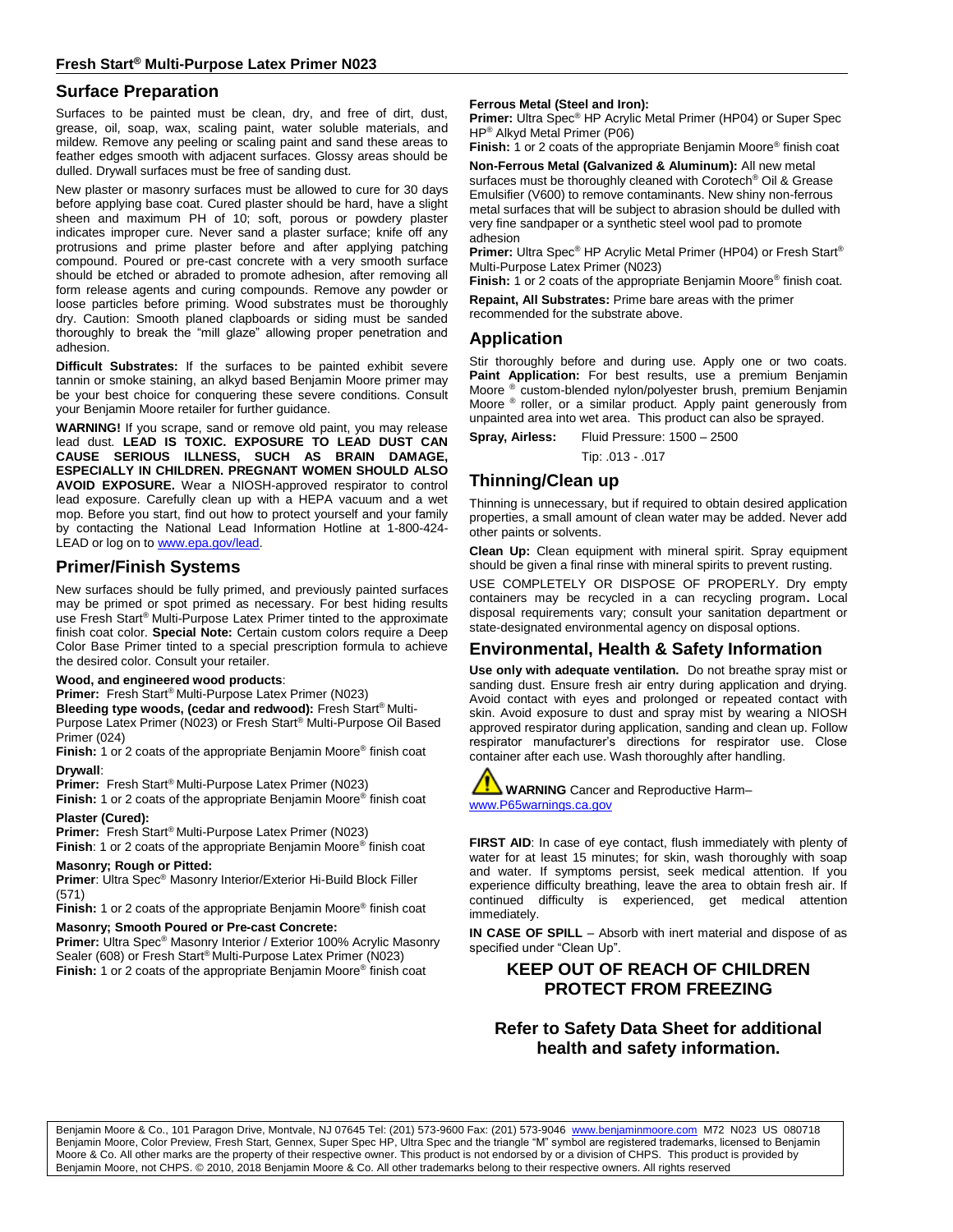**Fresh Start® Multi-Purpose Latex Primer N023**

## Surface Preparation

Surfaces to be painted must be clean, dry, and free of dirt, dust, grease, oil, soap, wax, scaling paint, water soluble materials, and mildew. Remove any peeling or scaling paint and sand these areas to feather edges smooth with adjacent surfaces. Glossy areas should be dulled. Drywall surfaces must be free of sanding dust.

New plaster or masonry surfaces must be allowed to cure for 30 days before applying base coat. Cured plaster should be hard, have a slight sheen and maximum PH of 10; soft, porous or powdery plaster indicates improper cure. Never sand a plaster surface; knife off any protrusions and prime plaster before and after applying patching compound. Poured or pre-cast concrete with a very smooth surface should be etched or abraded to promote adhesion, after removing all form release agents and curing compounds. Remove any powder or loose particles before priming. Wood substrates must be thoroughly dry. Caution: Smooth planed clapboards or siding must be sanded thoroughly to break the "mill glaze" allowing proper penetration and adhesion.

**Difficult Substrates:** If the surfaces to be painted exhibit severe tannin or smoke staining, an alkyd based Benjamin Moore primer may be your best choice for conquering these severe conditions. Consult your Benjamin Moore retailer for further guidance.

**WARNING!** If you scrape, sand or remove old paint, you may release lead dust. **LEAD IS TOXIC. EXPOSURE TO LEAD DUST CAN CAUSE SERIOUS ILLNESS, SUCH AS BRAIN DAMAGE, ESPECIALLY IN CHILDREN. PREGNANT WOMEN SHOULD ALSO AVOID EXPOSURE.** Wear a NIOSH-approved respirator to control lead exposure. Carefully clean up with a HEPA vacuum and a wet mop. Before you start, find out how to protect yourself and your family by contacting the National Lead Information Hotline at 1-800-424-LEAD or log on to www.epa.gov/lead.

## Primer/Finish Systems

New surfaces should be fully primed, and previously painted surfaces may be primed or spot primed as necessary. For best hiding results use Fresh Start® Multi-Purpose Latex Primer tinted to the approximate finish coat color. **Special Note:** Certain custom colors require a Deep Color Base Primer tinted to a special prescription formula to achieve the desired color. Consult your retailer.

**Wood, and engineered wood products**:
**Primer:** Fresh Start® Multi-Purpose Latex Primer (N023)
**Bleeding type woods, (cedar and redwood):** Fresh Start® Multi-Purpose Latex Primer (N023) or Fresh Start® Multi-Purpose Oil Based Primer (024)
**Finish:** 1 or 2 coats of the appropriate Benjamin Moore® finish coat

**Drywall**:
**Primer:** Fresh Start® Multi-Purpose Latex Primer (N023)
**Finish:** 1 or 2 coats of the appropriate Benjamin Moore® finish coat

**Plaster (Cured):**
**Primer:** Fresh Start® Multi-Purpose Latex Primer (N023)
**Finish**: 1 or 2 coats of the appropriate Benjamin Moore® finish coat

**Masonry; Rough or Pitted:**
**Primer**: Ultra Spec® Masonry Interior/Exterior Hi-Build Block Filler (571)
**Finish:** 1 or 2 coats of the appropriate Benjamin Moore® finish coat

**Masonry; Smooth Poured or Pre-cast Concrete:**
**Primer:** Ultra Spec® Masonry Interior / Exterior 100% Acrylic Masonry Sealer (608) or Fresh Start® Multi-Purpose Latex Primer (N023)
**Finish:** 1 or 2 coats of the appropriate Benjamin Moore® finish coat

**Ferrous Metal (Steel and Iron):**
**Primer:** Ultra Spec® HP Acrylic Metal Primer (HP04) or Super Spec HP® Alkyd Metal Primer (P06)
**Finish:** 1 or 2 coats of the appropriate Benjamin Moore® finish coat

**Non-Ferrous Metal (Galvanized & Aluminum):** All new metal surfaces must be thoroughly cleaned with Corotech® Oil & Grease Emulsifier (V600) to remove contaminants. New shiny non-ferrous metal surfaces that will be subject to abrasion should be dulled with very fine sandpaper or a synthetic steel wool pad to promote adhesion
**Primer:** Ultra Spec® HP Acrylic Metal Primer (HP04) or Fresh Start® Multi-Purpose Latex Primer (N023)
**Finish:** 1 or 2 coats of the appropriate Benjamin Moore® finish coat.

**Repaint, All Substrates:** Prime bare areas with the primer recommended for the substrate above.

## Application

Stir thoroughly before and during use. Apply one or two coats. **Paint Application:** For best results, use a premium Benjamin Moore ® custom-blended nylon/polyester brush, premium Benjamin Moore ® roller, or a similar product. Apply paint generously from unpainted area into wet area. This product can also be sprayed.

**Spray, Airless:** Fluid Pressure: 1500 – 2500
Tip: .013 - .017

## Thinning/Clean up

Thinning is unnecessary, but if required to obtain desired application properties, a small amount of clean water may be added. Never add other paints or solvents.

**Clean Up:** Clean equipment with mineral spirit. Spray equipment should be given a final rinse with mineral spirits to prevent rusting.

USE COMPLETELY OR DISPOSE OF PROPERLY. Dry empty containers may be recycled in a can recycling program**.** Local disposal requirements vary; consult your sanitation department or state-designated environmental agency on disposal options.

## Environmental, Health & Safety Information

**Use only with adequate ventilation.** Do not breathe spray mist or sanding dust. Ensure fresh air entry during application and drying. Avoid contact with eyes and prolonged or repeated contact with skin. Avoid exposure to dust and spray mist by wearing a NIOSH approved respirator during application, sanding and clean up. Follow respirator manufacturer's directions for respirator use. Close container after each use. Wash thoroughly after handling.

**WARNING** Cancer and Reproductive Harm– www.P65warnings.ca.gov

**FIRST AID**: In case of eye contact, flush immediately with plenty of water for at least 15 minutes; for skin, wash thoroughly with soap and water. If symptoms persist, seek medical attention. If you experience difficulty breathing, leave the area to obtain fresh air. If continued difficulty is experienced, get medical attention immediately.

**IN CASE OF SPILL** – Absorb with inert material and dispose of as specified under "Clean Up".

**KEEP OUT OF REACH OF CHILDREN**
**PROTECT FROM FREEZING**

**Refer to Safety Data Sheet for additional health and safety information.**

Benjamin Moore & Co., 101 Paragon Drive, Montvale, NJ 07645 Tel: (201) 573-9600 Fax: (201) 573-9046 www.benjaminmoore.com M72 N023 US 080718
Benjamin Moore, Color Preview, Fresh Start, Gennex, Super Spec HP, Ultra Spec and the triangle "M" symbol are registered trademarks, licensed to Benjamin Moore & Co. All other marks are the property of their respective owner. This product is not endorsed by or a division of CHPS. This product is provided by Benjamin Moore, not CHPS. © 2010, 2018 Benjamin Moore & Co. All other trademarks belong to their respective owners. All rights reserved